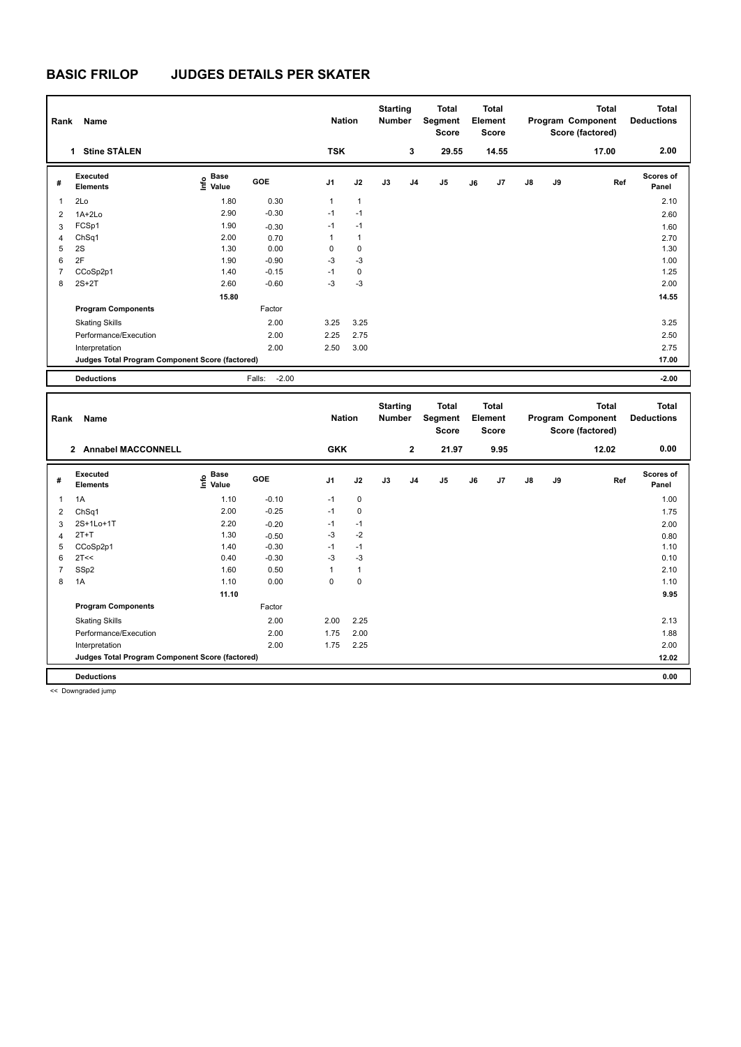# BASIC FRILOP JUDGES DETAILS PER SKATER

| Rank | Name | Nation | Starting Number | Total Segment Score | Total Element Score | Total Program Component Score (factored) | Total Deductions |
|---|---|---|---|---|---|---|---|
| 1 | Stine STÅLEN | TSK | 3 | 29.55 | 14.55 | 17.00 | 2.00 |

| # | Executed Elements | Info | Base Value | GOE | J1 | J2 | J3 | J4 | J5 | J6 | J7 | J8 | J9 | Ref | Scores of Panel |
|---|---|---|---|---|---|---|---|---|---|---|---|---|---|---|---|
| 1 | 2Lo | | 1.80 | 0.30 | 1 | 1 | | | | | | | | | 2.10 |
| 2 | 1A+2Lo | | 2.90 | -0.30 | -1 | -1 | | | | | | | | | 2.60 |
| 3 | FCSp1 | | 1.90 | -0.30 | -1 | -1 | | | | | | | | | 1.60 |
| 4 | ChSq1 | | 2.00 | 0.70 | 1 | 1 | | | | | | | | | 2.70 |
| 5 | 2S | | 1.30 | 0.00 | 0 | 0 | | | | | | | | | 1.30 |
| 6 | 2F | | 1.90 | -0.90 | -3 | -3 | | | | | | | | | 1.00 |
| 7 | CCoSp2p1 | | 1.40 | -0.15 | -1 | 0 | | | | | | | | | 1.25 |
| 8 | 2S+2T | | 2.60 | -0.60 | -3 | -3 | | | | | | | | | 2.00 |
| | | | 15.80 | | | | | | | | | | | | 14.55 |
| | **Program Components** | | | Factor | | | | | | | | | | | |
| | Skating Skills | | | 2.00 | 3.25 | 3.25 | | | | | | | | | 3.25 |
| | Performance/Execution | | | 2.00 | 2.25 | 2.75 | | | | | | | | | 2.50 |
| | Interpretation | | | 2.00 | 2.50 | 3.00 | | | | | | | | | 2.75 |
| | **Judges Total Program Component Score (factored)** | | | | | | | | | | | | | | 17.00 |
| | **Deductions** | | | Falls: -2.00 | | | | | | | | | | | -2.00 |

| Rank | Name | Nation | Starting Number | Total Segment Score | Total Element Score | Total Program Component Score (factored) | Total Deductions |
|---|---|---|---|---|---|---|---|
| 2 | Annabel MACCONNELL | GKK | 2 | 21.97 | 9.95 | 12.02 | 0.00 |

| # | Executed Elements | Info | Base Value | GOE | J1 | J2 | J3 | J4 | J5 | J6 | J7 | J8 | J9 | Ref | Scores of Panel |
|---|---|---|---|---|---|---|---|---|---|---|---|---|---|---|---|
| 1 | 1A | | 1.10 | -0.10 | -1 | 0 | | | | | | | | | 1.00 |
| 2 | ChSq1 | | 2.00 | -0.25 | -1 | 0 | | | | | | | | | 1.75 |
| 3 | 2S+1Lo+1T | | 2.20 | -0.20 | -1 | -1 | | | | | | | | | 2.00 |
| 4 | 2T+T | | 1.30 | -0.50 | -3 | -2 | | | | | | | | | 0.80 |
| 5 | CCoSp2p1 | | 1.40 | -0.30 | -1 | -1 | | | | | | | | | 1.10 |
| 6 | 2T<< | | 0.40 | -0.30 | -3 | -3 | | | | | | | | | 0.10 |
| 7 | SSp2 | | 1.60 | 0.50 | 1 | 1 | | | | | | | | | 2.10 |
| 8 | 1A | | 1.10 | 0.00 | 0 | 0 | | | | | | | | | 1.10 |
| | | | 11.10 | | | | | | | | | | | | 9.95 |
| | **Program Components** | | | Factor | | | | | | | | | | | |
| | Skating Skills | | | 2.00 | 2.00 | 2.25 | | | | | | | | | 2.13 |
| | Performance/Execution | | | 2.00 | 1.75 | 2.00 | | | | | | | | | 1.88 |
| | Interpretation | | | 2.00 | 1.75 | 2.25 | | | | | | | | | 2.00 |
| | **Judges Total Program Component Score (factored)** | | | | | | | | | | | | | | 12.02 |
| | **Deductions** | | | | | | | | | | | | | | 0.00 |

<< Downgraded jump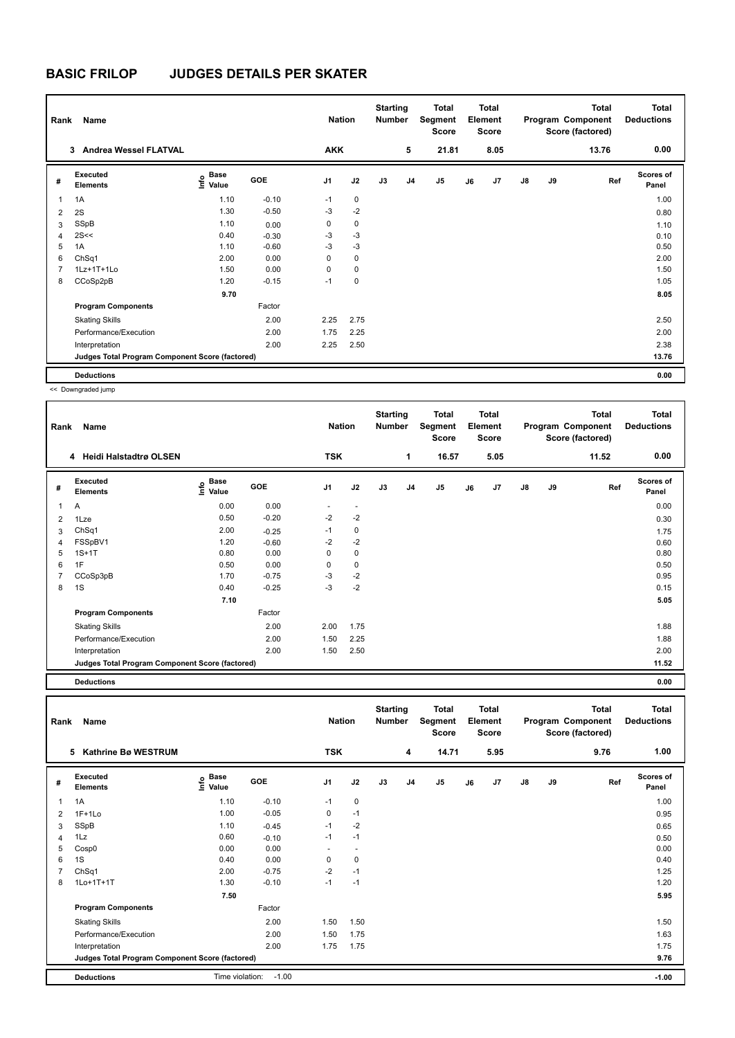# BASIC FRILOP JUDGES DETAILS PER SKATER

| Rank | Name | Nation | Starting Number | Total Segment Score | Total Element Score | Total Program Component Score (factored) | Total Deductions |
|---|---|---|---|---|---|---|---|
| 3 | Andrea Wessel FLATVAL | AKK | 5 | 21.81 | 8.05 | 13.76 | 0.00 |

| # | Executed Elements | Info | Base Value | GOE | J1 | J2 | J3 | J4 | J5 | J6 | J7 | J8 | J9 | Ref | Scores of Panel |
|---|---|---|---|---|---|---|---|---|---|---|---|---|---|---|---|
| 1 | 1A | | 1.10 | -0.10 | -1 | 0 | | | | | | | | | 1.00 |
| 2 | 2S | | 1.30 | -0.50 | -3 | -2 | | | | | | | | | 0.80 |
| 3 | SSpB | | 1.10 | 0.00 | 0 | 0 | | | | | | | | | 1.10 |
| 4 | 2S<< | | 0.40 | -0.30 | -3 | -3 | | | | | | | | | 0.10 |
| 5 | 1A | | 1.10 | -0.60 | -3 | -3 | | | | | | | | | 0.50 |
| 6 | ChSq1 | | 2.00 | 0.00 | 0 | 0 | | | | | | | | | 2.00 |
| 7 | 1Lz+1T+1Lo | | 1.50 | 0.00 | 0 | 0 | | | | | | | | | 1.50 |
| 8 | CCoSp2pB | | 1.20 | -0.15 | -1 | 0 | | | | | | | | | 1.05 |
| | | | 9.70 | | | | | | | | | | | | 8.05 |
| | **Program Components** | | | Factor | | | | | | | | | | | |
| | Skating Skills | | | 2.00 | 2.25 | 2.75 | | | | | | | | | 2.50 |
| | Performance/Execution | | | 2.00 | 1.75 | 2.25 | | | | | | | | | 2.00 |
| | Interpretation | | | 2.00 | 2.25 | 2.50 | | | | | | | | | 2.38 |
| | **Judges Total Program Component Score (factored)** | | | | | | | | | | | | | | 13.76 |
| | **Deductions** | | | | | | | | | | | | | | 0.00 |

<< Downgraded jump

| Rank | Name | Nation | Starting Number | Total Segment Score | Total Element Score | Total Program Component Score (factored) | Total Deductions |
|---|---|---|---|---|---|---|---|
| 4 | Heidi Halstadtrø OLSEN | TSK | 1 | 16.57 | 5.05 | 11.52 | 0.00 |

| # | Executed Elements | Info | Base Value | GOE | J1 | J2 | J3 | J4 | J5 | J6 | J7 | J8 | J9 | Ref | Scores of Panel |
|---|---|---|---|---|---|---|---|---|---|---|---|---|---|---|---|
| 1 | A | | 0.00 | 0.00 | - | - | | | | | | | | | 0.00 |
| 2 | 1Lze | | 0.50 | -0.20 | -2 | -2 | | | | | | | | | 0.30 |
| 3 | ChSq1 | | 2.00 | -0.25 | -1 | 0 | | | | | | | | | 1.75 |
| 4 | FSSpBV1 | | 1.20 | -0.60 | -2 | -2 | | | | | | | | | 0.60 |
| 5 | 1S+1T | | 0.80 | 0.00 | 0 | 0 | | | | | | | | | 0.80 |
| 6 | 1F | | 0.50 | 0.00 | 0 | 0 | | | | | | | | | 0.50 |
| 7 | CCoSp3pB | | 1.70 | -0.75 | -3 | -2 | | | | | | | | | 0.95 |
| 8 | 1S | | 0.40 | -0.25 | -3 | -2 | | | | | | | | | 0.15 |
| | | | 7.10 | | | | | | | | | | | | 5.05 |
| | **Program Components** | | | Factor | | | | | | | | | | | |
| | Skating Skills | | | 2.00 | 2.00 | 1.75 | | | | | | | | | 1.88 |
| | Performance/Execution | | | 2.00 | 1.50 | 2.25 | | | | | | | | | 1.88 |
| | Interpretation | | | 2.00 | 1.50 | 2.50 | | | | | | | | | 2.00 |
| | **Judges Total Program Component Score (factored)** | | | | | | | | | | | | | | 11.52 |
| | **Deductions** | | | | | | | | | | | | | | 0.00 |

| Rank | Name | Nation | Starting Number | Total Segment Score | Total Element Score | Total Program Component Score (factored) | Total Deductions |
|---|---|---|---|---|---|---|---|
| 5 | Kathrine Bø WESTRUM | TSK | 4 | 14.71 | 5.95 | 9.76 | 1.00 |

| # | Executed Elements | Info | Base Value | GOE | J1 | J2 | J3 | J4 | J5 | J6 | J7 | J8 | J9 | Ref | Scores of Panel |
|---|---|---|---|---|---|---|---|---|---|---|---|---|---|---|---|
| 1 | 1A | | 1.10 | -0.10 | -1 | 0 | | | | | | | | | 1.00 |
| 2 | 1F+1Lo | | 1.00 | -0.05 | 0 | -1 | | | | | | | | | 0.95 |
| 3 | SSpB | | 1.10 | -0.45 | -1 | -2 | | | | | | | | | 0.65 |
| 4 | 1Lz | | 0.60 | -0.10 | -1 | -1 | | | | | | | | | 0.50 |
| 5 | Cosp0 | | 0.00 | 0.00 | - | - | | | | | | | | | 0.00 |
| 6 | 1S | | 0.40 | 0.00 | 0 | 0 | | | | | | | | | 0.40 |
| 7 | ChSq1 | | 2.00 | -0.75 | -2 | -1 | | | | | | | | | 1.25 |
| 8 | 1Lo+1T+1T | | 1.30 | -0.10 | -1 | -1 | | | | | | | | | 1.20 |
| | | | 7.50 | | | | | | | | | | | | 5.95 |
| | **Program Components** | | | Factor | | | | | | | | | | | |
| | Skating Skills | | | 2.00 | 1.50 | 1.50 | | | | | | | | | 1.50 |
| | Performance/Execution | | | 2.00 | 1.50 | 1.75 | | | | | | | | | 1.63 |
| | Interpretation | | | 2.00 | 1.75 | 1.75 | | | | | | | | | 1.75 |
| | **Judges Total Program Component Score (factored)** | | | | | | | | | | | | | | 9.76 |
| | **Deductions** | | Time violation: | -1.00 | | | | | | | | | | | -1.00 |